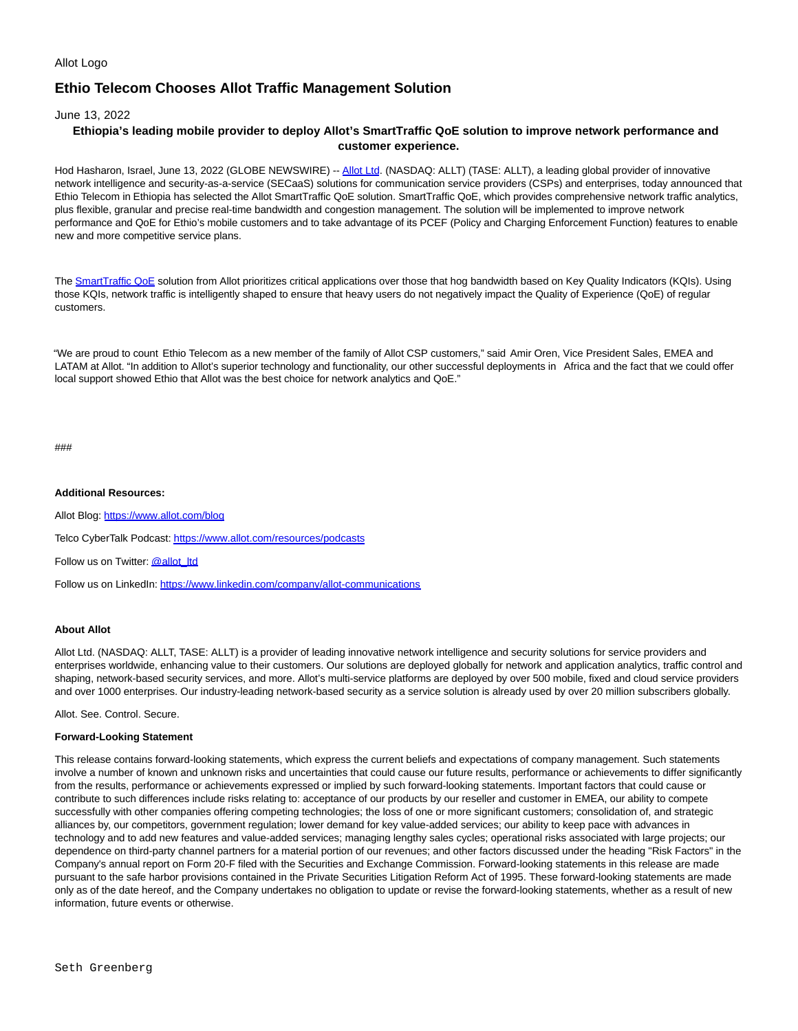Allot Logo

# Ethio Telecom Chooses Allot Traffic Management Solution

June 13, 2022

**Ethiopia's leading mobile provider to deploy Allot's SmartTraffic QoE solution to improve network performance and customer experience.**

Hod Hasharon, Israel, June 13, 2022 (GLOBE NEWSWIRE) -- Allot Ltd. (NASDAQ: ALLT) (TASE: ALLT), a leading global provider of innovative network intelligence and security-as-a-service (SECaaS) solutions for communication service providers (CSPs) and enterprises, today announced that Ethio Telecom in Ethiopia has selected the Allot SmartTraffic QoE solution. SmartTraffic QoE, which provides comprehensive network traffic analytics, plus flexible, granular and precise real-time bandwidth and congestion management. The solution will be implemented to improve network performance and QoE for Ethio's mobile customers and to take advantage of its PCEF (Policy and Charging Enforcement Function) features to enable new and more competitive service plans.

The SmartTraffic QoE solution from Allot prioritizes critical applications over those that hog bandwidth based on Key Quality Indicators (KQIs). Using those KQIs, network traffic is intelligently shaped to ensure that heavy users do not negatively impact the Quality of Experience (QoE) of regular customers.

"We are proud to count Ethio Telecom as a new member of the family of Allot CSP customers," said Amir Oren, Vice President Sales, EMEA and LATAM at Allot. "In addition to Allot's superior technology and functionality, our other successful deployments in Africa and the fact that we could offer local support showed Ethio that Allot was the best choice for network analytics and QoE."

###

**Additional Resources:**

Allot Blog: https://www.allot.com/blog

Telco CyberTalk Podcast: https://www.allot.com/resources/podcasts

Follow us on Twitter: @allot_ltd

Follow us on LinkedIn: https://www.linkedin.com/company/allot-communications

**About Allot**

Allot Ltd. (NASDAQ: ALLT, TASE: ALLT) is a provider of leading innovative network intelligence and security solutions for service providers and enterprises worldwide, enhancing value to their customers. Our solutions are deployed globally for network and application analytics, traffic control and shaping, network-based security services, and more. Allot's multi-service platforms are deployed by over 500 mobile, fixed and cloud service providers and over 1000 enterprises. Our industry-leading network-based security as a service solution is already used by over 20 million subscribers globally.

Allot. See. Control. Secure.

**Forward-Looking Statement**

This release contains forward-looking statements, which express the current beliefs and expectations of company management. Such statements involve a number of known and unknown risks and uncertainties that could cause our future results, performance or achievements to differ significantly from the results, performance or achievements expressed or implied by such forward-looking statements. Important factors that could cause or contribute to such differences include risks relating to: acceptance of our products by our reseller and customer in EMEA, our ability to compete successfully with other companies offering competing technologies; the loss of one or more significant customers; consolidation of, and strategic alliances by, our competitors, government regulation; lower demand for key value-added services; our ability to keep pace with advances in technology and to add new features and value-added services; managing lengthy sales cycles; operational risks associated with large projects; our dependence on third-party channel partners for a material portion of our revenues; and other factors discussed under the heading "Risk Factors" in the Company's annual report on Form 20-F filed with the Securities and Exchange Commission. Forward-looking statements in this release are made pursuant to the safe harbor provisions contained in the Private Securities Litigation Reform Act of 1995. These forward-looking statements are made only as of the date hereof, and the Company undertakes no obligation to update or revise the forward-looking statements, whether as a result of new information, future events or otherwise.

Seth Greenberg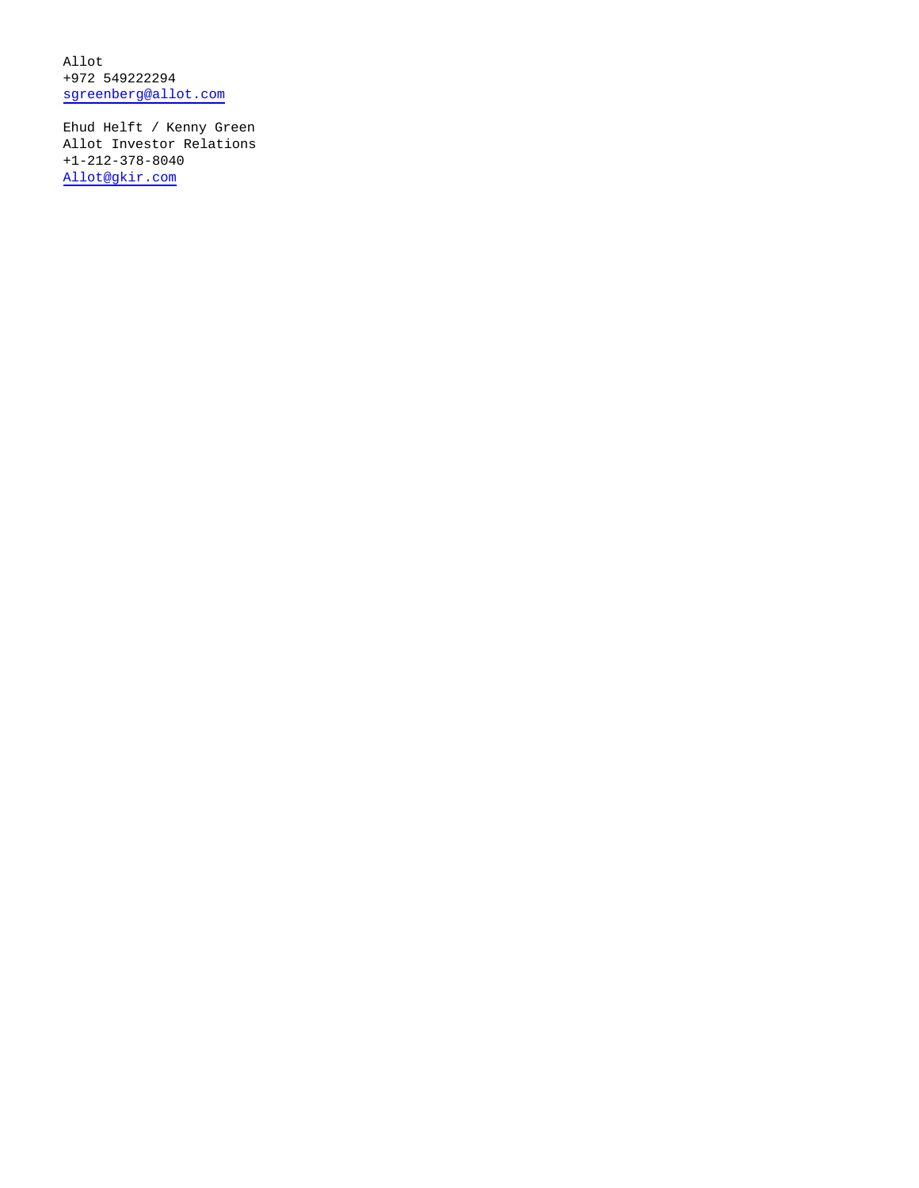Allot
+972 549222294
sgreenberg@allot.com

Ehud Helft / Kenny Green
Allot Investor Relations
+1-212-378-8040
Allot@gkir.com